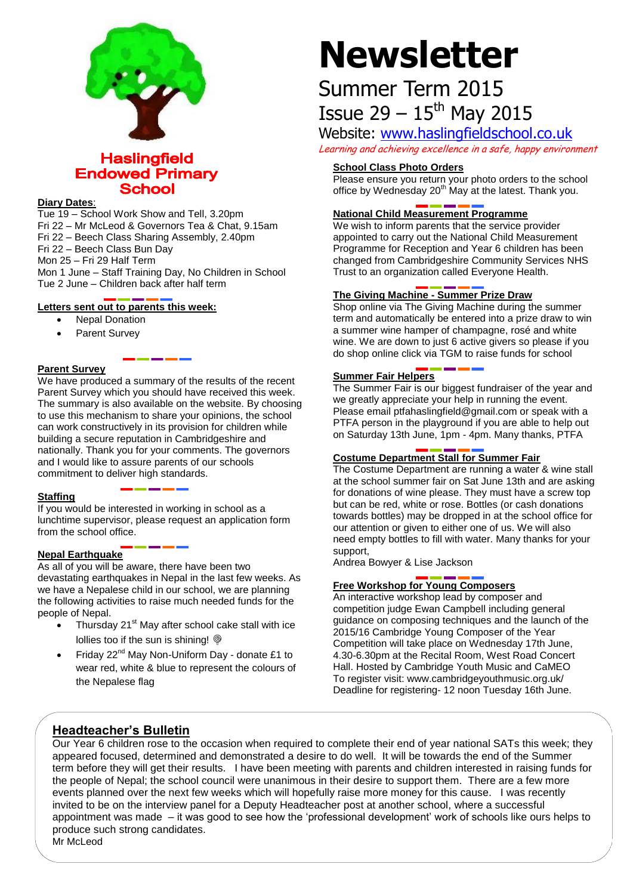# Newsletter

## Summer Term 2015

## Issue 29 – 15th May 2015

Website: www.haslingfieldschool.co.uk

*Learning and achieving excellence in a safe, happy environment*

**Haslingfield Endowed Primary School**

**Diary Dates**:

Tue 19 – School Work Show and Tell, 3.20pm
Fri 22 – Mr McLeod & Governors Tea & Chat, 9.15am
Fri 22 – Beech Class Sharing Assembly, 2.40pm
Fri 22 – Beech Class Bun Day
Mon 25 – Fri 29 Half Term
Mon 1 June – Staff Training Day, No Children in School
Tue 2 June – Children back after half term

**Letters sent out to parents this week:**

- Nepal Donation
- Parent Survey

### Parent Survey

We have produced a summary of the results of the recent Parent Survey which you should have received this week. The summary is also available on the website. By choosing to use this mechanism to share your opinions, the school can work constructively in its provision for children while building a secure reputation in Cambridgeshire and nationally. Thank you for your comments. The governors and I would like to assure parents of our schools commitment to deliver high standards.

### Staffing

If you would be interested in working in school as a lunchtime supervisor, please request an application form from the school office.

### Nepal Earthquake

As all of you will be aware, there have been two devastating earthquakes in Nepal in the last few weeks. As we have a Nepalese child in our school, we are planning the following activities to raise much needed funds for the people of Nepal.

- Thursday 21st May after school cake stall with ice lollies too if the sun is shining!
- Friday 22nd May Non-Uniform Day - donate £1 to wear red, white & blue to represent the colours of the Nepalese flag

### School Class Photo Orders

Please ensure you return your photo orders to the school office by Wednesday 20th May at the latest. Thank you.

### National Child Measurement Programme

We wish to inform parents that the service provider appointed to carry out the National Child Measurement Programme for Reception and Year 6 children has been changed from Cambridgeshire Community Services NHS Trust to an organization called Everyone Health.

### The Giving Machine - Summer Prize Draw

Shop online via The Giving Machine during the summer term and automatically be entered into a prize draw to win a summer wine hamper of champagne, rosé and white wine. We are down to just 6 active givers so please if you do shop online click via TGM to raise funds for school

### Summer Fair Helpers

The Summer Fair is our biggest fundraiser of the year and we greatly appreciate your help in running the event. Please email ptfahaslingfield@gmail.com or speak with a PTFA person in the playground if you are able to help out on Saturday 13th June, 1pm - 4pm. Many thanks, PTFA

### Costume Department Stall for Summer Fair

The Costume Department are running a water & wine stall at the school summer fair on Sat June 13th and are asking for donations of wine please. They must have a screw top but can be red, white or rose. Bottles (or cash donations towards bottles) may be dropped in at the school office for our attention or given to either one of us. We will also need empty bottles to fill with water. Many thanks for your support,
Andrea Bowyer & Lise Jackson

### Free Workshop for Young Composers

An interactive workshop lead by composer and competition judge Ewan Campbell including general guidance on composing techniques and the launch of the 2015/16 Cambridge Young Composer of the Year Competition will take place on Wednesday 17th June, 4.30-6.30pm at the Recital Room, West Road Concert Hall. Hosted by Cambridge Youth Music and CaMEO
To register visit: www.cambridgeyouthmusic.org.uk/
Deadline for registering- 12 noon Tuesday 16th June.

### Headteacher's Bulletin

Our Year 6 children rose to the occasion when required to complete their end of year national SATs this week; they appeared focused, determined and demonstrated a desire to do well. It will be towards the end of the Summer term before they will get their results. I have been meeting with parents and children interested in raising funds for the people of Nepal; the school council were unanimous in their desire to support them. There are a few more events planned over the next few weeks which will hopefully raise more money for this cause. I was recently invited to be on the interview panel for a Deputy Headteacher post at another school, where a successful appointment was made – it was good to see how the 'professional development' work of schools like ours helps to produce such strong candidates.
Mr McLeod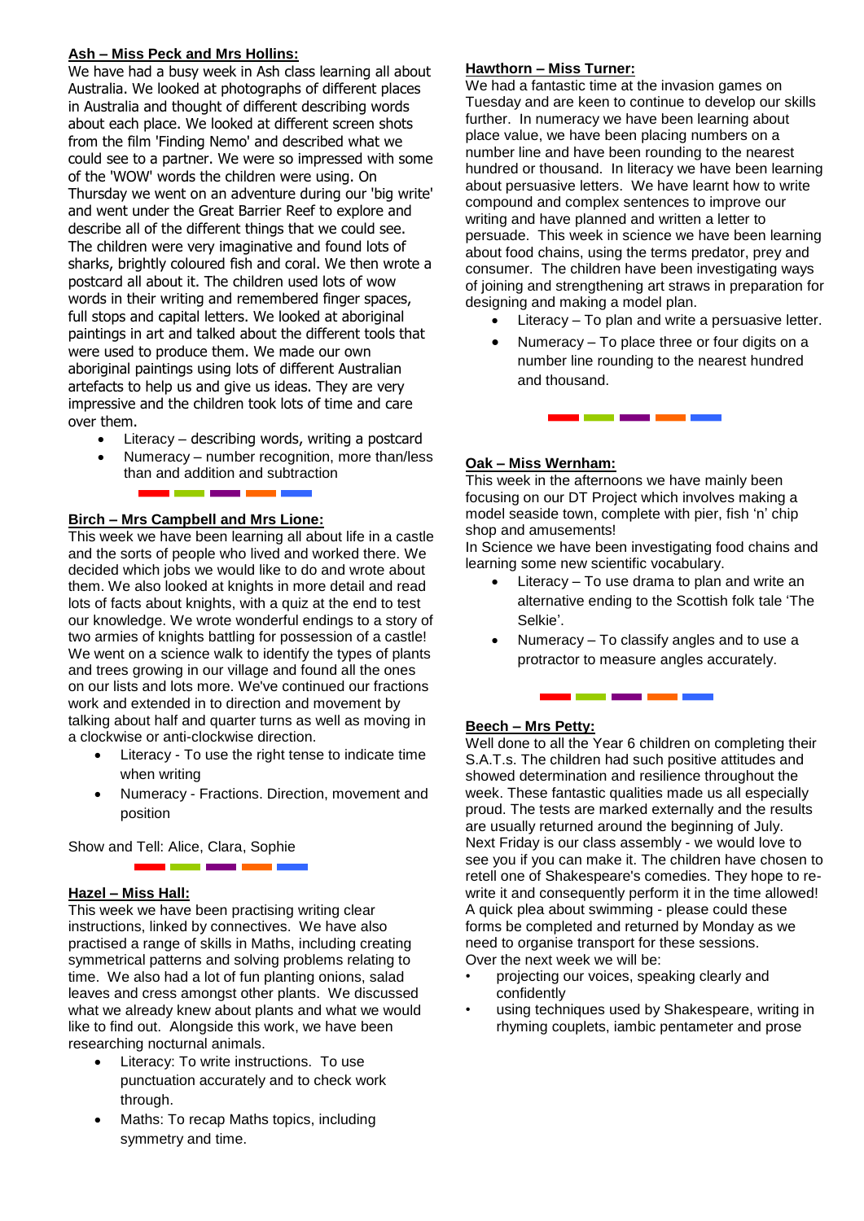## Ash – Miss Peck and Mrs Hollins:

We have had a busy week in Ash class learning all about Australia. We looked at photographs of different places in Australia and thought of different describing words about each place. We looked at different screen shots from the film 'Finding Nemo' and described what we could see to a partner. We were so impressed with some of the 'WOW' words the children were using. On Thursday we went on an adventure during our 'big write' and went under the Great Barrier Reef to explore and describe all of the different things that we could see. The children were very imaginative and found lots of sharks, brightly coloured fish and coral. We then wrote a postcard all about it. The children used lots of wow words in their writing and remembered finger spaces, full stops and capital letters. We looked at aboriginal paintings in art and talked about the different tools that were used to produce them. We made our own aboriginal paintings using lots of different Australian artefacts to help us and give us ideas. They are very impressive and the children took lots of time and care over them.

- Literacy – describing words, writing a postcard
- Numeracy – number recognition, more than/less than and addition and subtraction

## Birch – Mrs Campbell and Mrs Lione:

This week we have been learning all about life in a castle and the sorts of people who lived and worked there. We decided which jobs we would like to do and wrote about them. We also looked at knights in more detail and read lots of facts about knights, with a quiz at the end to test our knowledge. We wrote wonderful endings to a story of two armies of knights battling for possession of a castle! We went on a science walk to identify the types of plants and trees growing in our village and found all the ones on our lists and lots more. We've continued our fractions work and extended in to direction and movement by talking about half and quarter turns as well as moving in a clockwise or anti-clockwise direction.

- Literacy - To use the right tense to indicate time when writing
- Numeracy - Fractions. Direction, movement and position

Show and Tell: Alice, Clara, Sophie

## Hazel – Miss Hall:

This week we have been practising writing clear instructions, linked by connectives. We have also practised a range of skills in Maths, including creating symmetrical patterns and solving problems relating to time. We also had a lot of fun planting onions, salad leaves and cress amongst other plants. We discussed what we already knew about plants and what we would like to find out. Alongside this work, we have been researching nocturnal animals.

- Literacy: To write instructions. To use punctuation accurately and to check work through.
- Maths: To recap Maths topics, including symmetry and time.

## Hawthorn – Miss Turner:

We had a fantastic time at the invasion games on Tuesday and are keen to continue to develop our skills further. In numeracy we have been learning about place value, we have been placing numbers on a number line and have been rounding to the nearest hundred or thousand. In literacy we have been learning about persuasive letters. We have learnt how to write compound and complex sentences to improve our writing and have planned and written a letter to persuade. This week in science we have been learning about food chains, using the terms predator, prey and consumer. The children have been investigating ways of joining and strengthening art straws in preparation for designing and making a model plan.

- Literacy – To plan and write a persuasive letter.
- Numeracy – To place three or four digits on a number line rounding to the nearest hundred and thousand.

## Oak – Miss Wernham:

This week in the afternoons we have mainly been focusing on our DT Project which involves making a model seaside town, complete with pier, fish 'n' chip shop and amusements!

In Science we have been investigating food chains and learning some new scientific vocabulary.

- Literacy – To use drama to plan and write an alternative ending to the Scottish folk tale 'The Selkie'.
- Numeracy – To classify angles and to use a protractor to measure angles accurately.

## Beech – Mrs Petty:

Well done to all the Year 6 children on completing their S.A.T.s. The children had such positive attitudes and showed determination and resilience throughout the week. These fantastic qualities made us all especially proud. The tests are marked externally and the results are usually returned around the beginning of July. Next Friday is our class assembly - we would love to see you if you can make it. The children have chosen to retell one of Shakespeare's comedies. They hope to re-write it and consequently perform it in the time allowed! A quick plea about swimming - please could these forms be completed and returned by Monday as we need to organise transport for these sessions.

Over the next week we will be:

- projecting our voices, speaking clearly and confidently
- using techniques used by Shakespeare, writing in rhyming couplets, iambic pentameter and prose